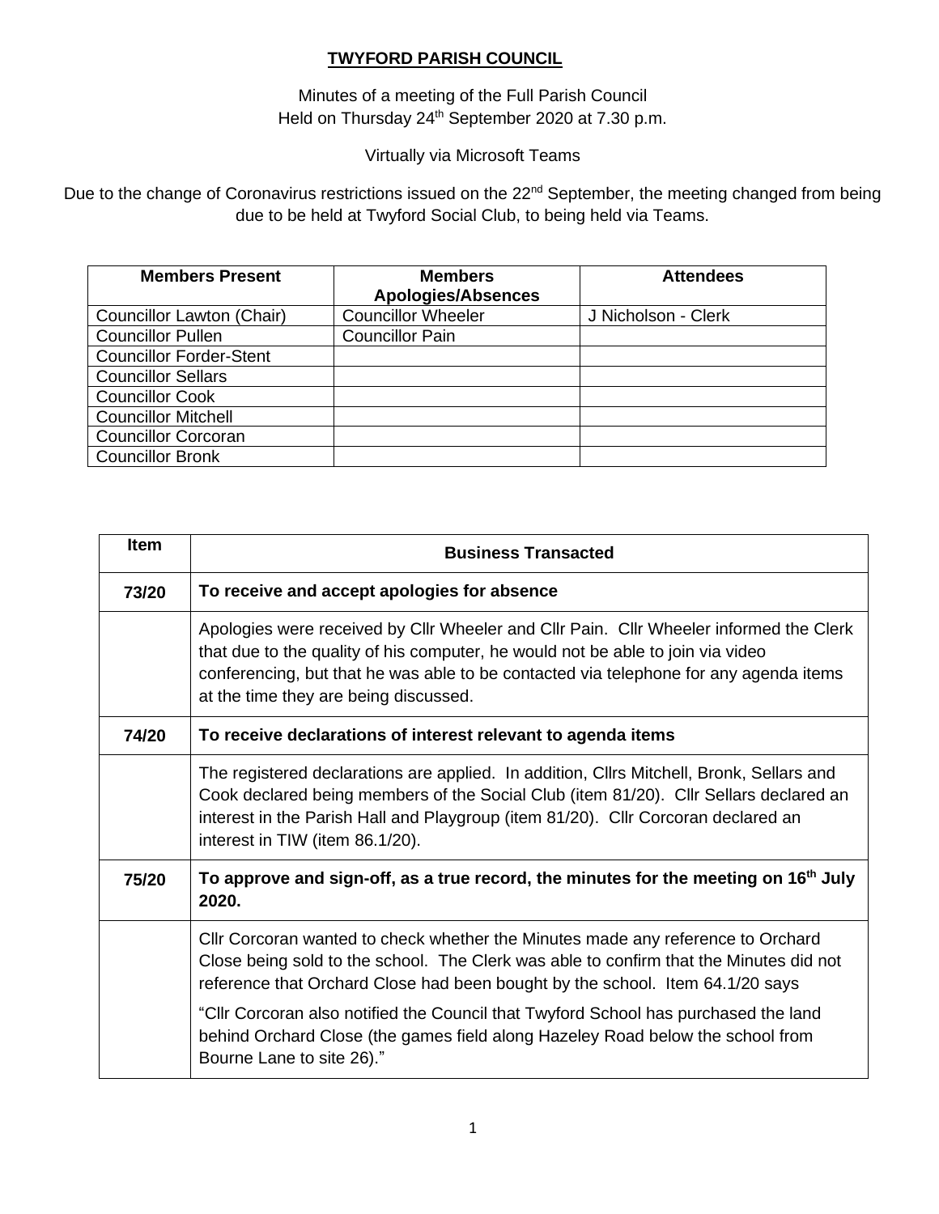# TWYFORD PARISH COUNCIL

Minutes of a meeting of the Full Parish Council
Held on Thursday 24th September 2020 at 7.30 p.m.

Virtually via Microsoft Teams

Due to the change of Coronavirus restrictions issued on the 22nd September, the meeting changed from being due to be held at Twyford Social Club, to being held via Teams.

| Members Present | Members Apologies/Absences | Attendees |
|---|---|---|
| Councillor Lawton (Chair) | Councillor Wheeler | J Nicholson - Clerk |
| Councillor Pullen | Councillor Pain | |
| Councillor Forder-Stent | | |
| Councillor Sellars | | |
| Councillor Cook | | |
| Councillor Mitchell | | |
| Councillor Corcoran | | |
| Councillor Bronk | | |

| Item | Business Transacted |
|---|---|
| **73/20** | **To receive and accept apologies for absence** |
| | Apologies were received by Cllr Wheeler and Cllr Pain. Cllr Wheeler informed the Clerk that due to the quality of his computer, he would not be able to join via video conferencing, but that he was able to be contacted via telephone for any agenda items at the time they are being discussed. |
| **74/20** | **To receive declarations of interest relevant to agenda items** |
| | The registered declarations are applied. In addition, Cllrs Mitchell, Bronk, Sellars and Cook declared being members of the Social Club (item 81/20). Cllr Sellars declared an interest in the Parish Hall and Playgroup (item 81/20). Cllr Corcoran declared an interest in TIW (item 86.1/20). |
| **75/20** | **To approve and sign-off, as a true record, the minutes for the meeting on 16th July 2020.** |
| | Cllr Corcoran wanted to check whether the Minutes made any reference to Orchard Close being sold to the school. The Clerk was able to confirm that the Minutes did not reference that Orchard Close had been bought by the school. Item 64.1/20 says<br><br>"Cllr Corcoran also notified the Council that Twyford School has purchased the land behind Orchard Close (the games field along Hazeley Road below the school from Bourne Lane to site 26)." |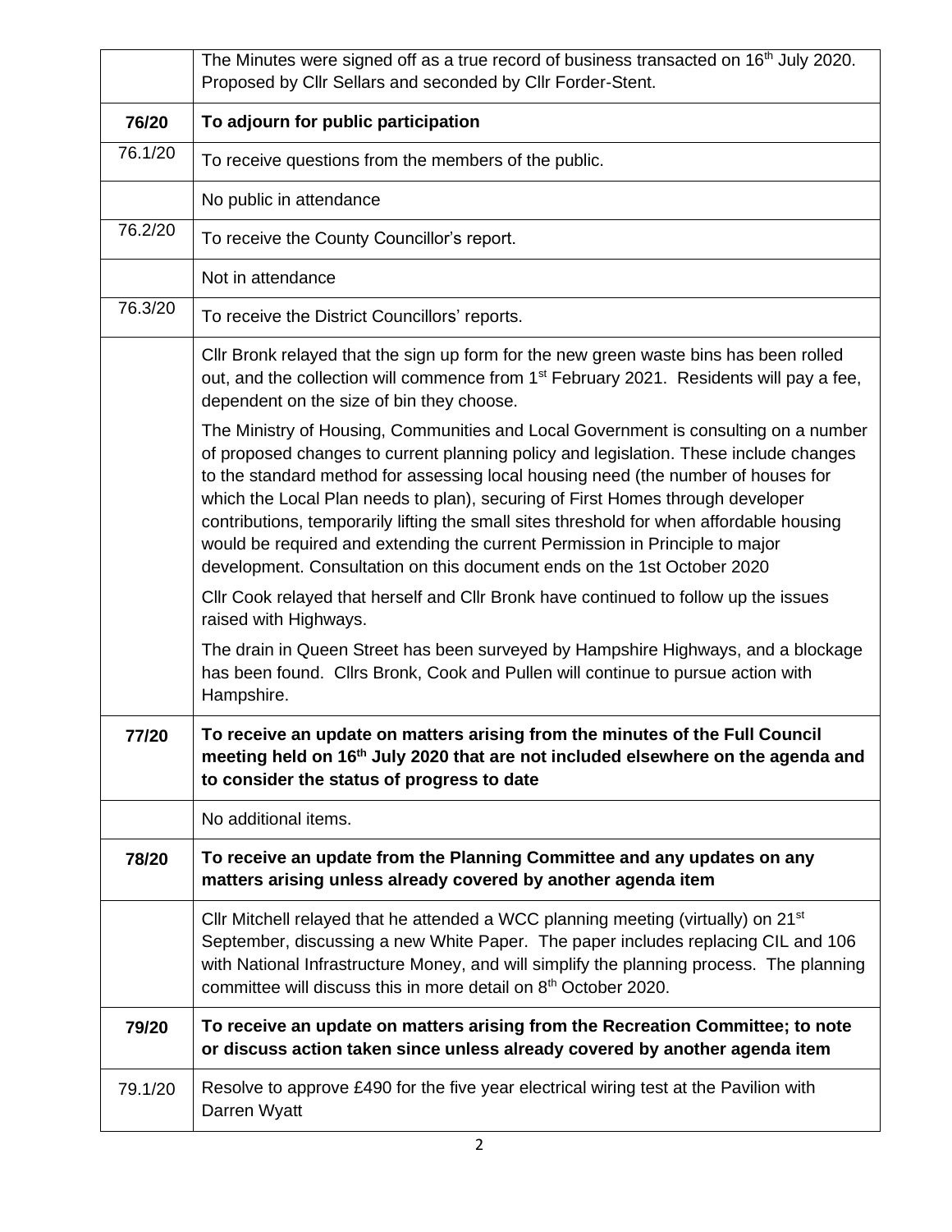| | |
|---|---|
| | The Minutes were signed off as a true record of business transacted on 16th July 2020. Proposed by Cllr Sellars and seconded by Cllr Forder-Stent. |
| **76/20** | **To adjourn for public participation** |
| 76.1/20 | To receive questions from the members of the public. |
| | No public in attendance |
| 76.2/20 | To receive the County Councillor's report. |
| | Not in attendance |
| 76.3/20 | To receive the District Councillors' reports. |
| | Cllr Bronk relayed that the sign up form for the new green waste bins has been rolled out, and the collection will commence from 1st February 2021. Residents will pay a fee, dependent on the size of bin they choose.<br><br>The Ministry of Housing, Communities and Local Government is consulting on a number of proposed changes to current planning policy and legislation. These include changes to the standard method for assessing local housing need (the number of houses for which the Local Plan needs to plan), securing of First Homes through developer contributions, temporarily lifting the small sites threshold for when affordable housing would be required and extending the current Permission in Principle to major development. Consultation on this document ends on the 1st October 2020<br><br>Cllr Cook relayed that herself and Cllr Bronk have continued to follow up the issues raised with Highways.<br><br>The drain in Queen Street has been surveyed by Hampshire Highways, and a blockage has been found. Cllrs Bronk, Cook and Pullen will continue to pursue action with Hampshire. |
| **77/20** | **To receive an update on matters arising from the minutes of the Full Council meeting held on 16th July 2020 that are not included elsewhere on the agenda and to consider the status of progress to date** |
| | No additional items. |
| **78/20** | **To receive an update from the Planning Committee and any updates on any matters arising unless already covered by another agenda item** |
| | Cllr Mitchell relayed that he attended a WCC planning meeting (virtually) on 21st September, discussing a new White Paper. The paper includes replacing CIL and 106 with National Infrastructure Money, and will simplify the planning process. The planning committee will discuss this in more detail on 8th October 2020. |
| **79/20** | **To receive an update on matters arising from the Recreation Committee; to note or discuss action taken since unless already covered by another agenda item** |
| 79.1/20 | Resolve to approve £490 for the five year electrical wiring test at the Pavilion with Darren Wyatt |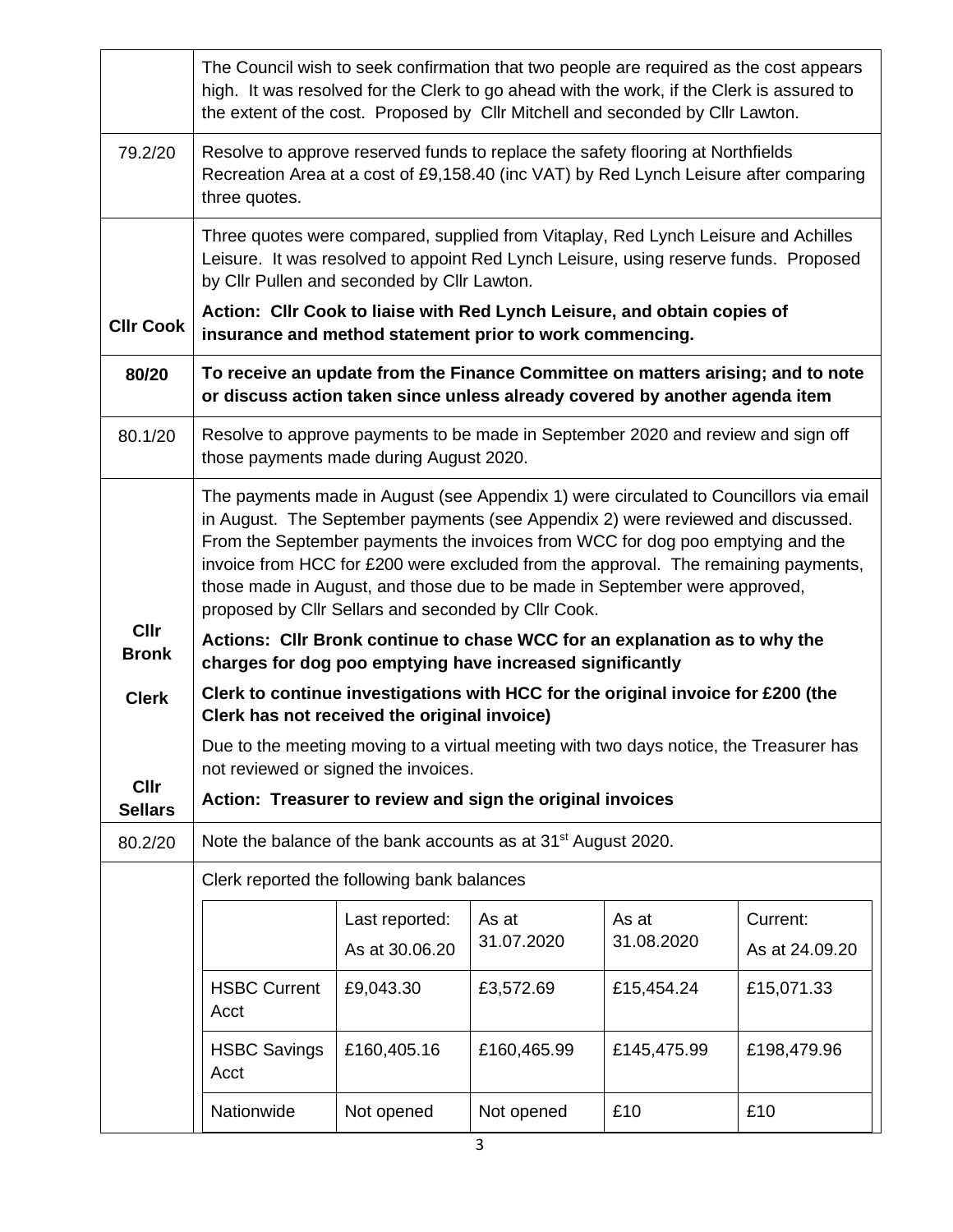| | |
|---|---|
| | The Council wish to seek confirmation that two people are required as the cost appears high. It was resolved for the Clerk to go ahead with the work, if the Clerk is assured to the extent of the cost. Proposed by Cllr Mitchell and seconded by Cllr Lawton. |
| 79.2/20 | Resolve to approve reserved funds to replace the safety flooring at Northfields Recreation Area at a cost of £9,158.40 (inc VAT) by Red Lynch Leisure after comparing three quotes. |
| **Cllr Cook** | Three quotes were compared, supplied from Vitaplay, Red Lynch Leisure and Achilles Leisure. It was resolved to appoint Red Lynch Leisure, using reserve funds. Proposed by Cllr Pullen and seconded by Cllr Lawton.<br>**Action: Cllr Cook to liaise with Red Lynch Leisure, and obtain copies of insurance and method statement prior to work commencing.** |
| **80/20** | **To receive an update from the Finance Committee on matters arising; and to note or discuss action taken since unless already covered by another agenda item** |
| 80.1/20 | Resolve to approve payments to be made in September 2020 and review and sign off those payments made during August 2020. |
| **Cllr Bronk**<br><br>**Clerk**<br><br>**Cllr Sellars** | The payments made in August (see Appendix 1) were circulated to Councillors via email in August. The September payments (see Appendix 2) were reviewed and discussed. From the September payments the invoices from WCC for dog poo emptying and the invoice from HCC for £200 were excluded from the approval. The remaining payments, those made in August, and those due to be made in September were approved, proposed by Cllr Sellars and seconded by Cllr Cook.<br>**Actions: Cllr Bronk continue to chase WCC for an explanation as to why the charges for dog poo emptying have increased significantly**<br>**Clerk to continue investigations with HCC for the original invoice for £200 (the Clerk has not received the original invoice)**<br>Due to the meeting moving to a virtual meeting with two days notice, the Treasurer has not reviewed or signed the invoices.<br>**Action: Treasurer to review and sign the original invoices** |
| 80.2/20 | Note the balance of the bank accounts as at 31st August 2020. |
| | Clerk reported the following bank balances |

| | Last reported: As at 30.06.20 | As at 31.07.2020 | As at 31.08.2020 | Current: As at 24.09.20 |
|---|---|---|---|---|
| HSBC Current Acct | £9,043.30 | £3,572.69 | £15,454.24 | £15,071.33 |
| HSBC Savings Acct | £160,405.16 | £160,465.99 | £145,475.99 | £198,479.96 |
| Nationwide | Not opened | Not opened | £10 | £10 |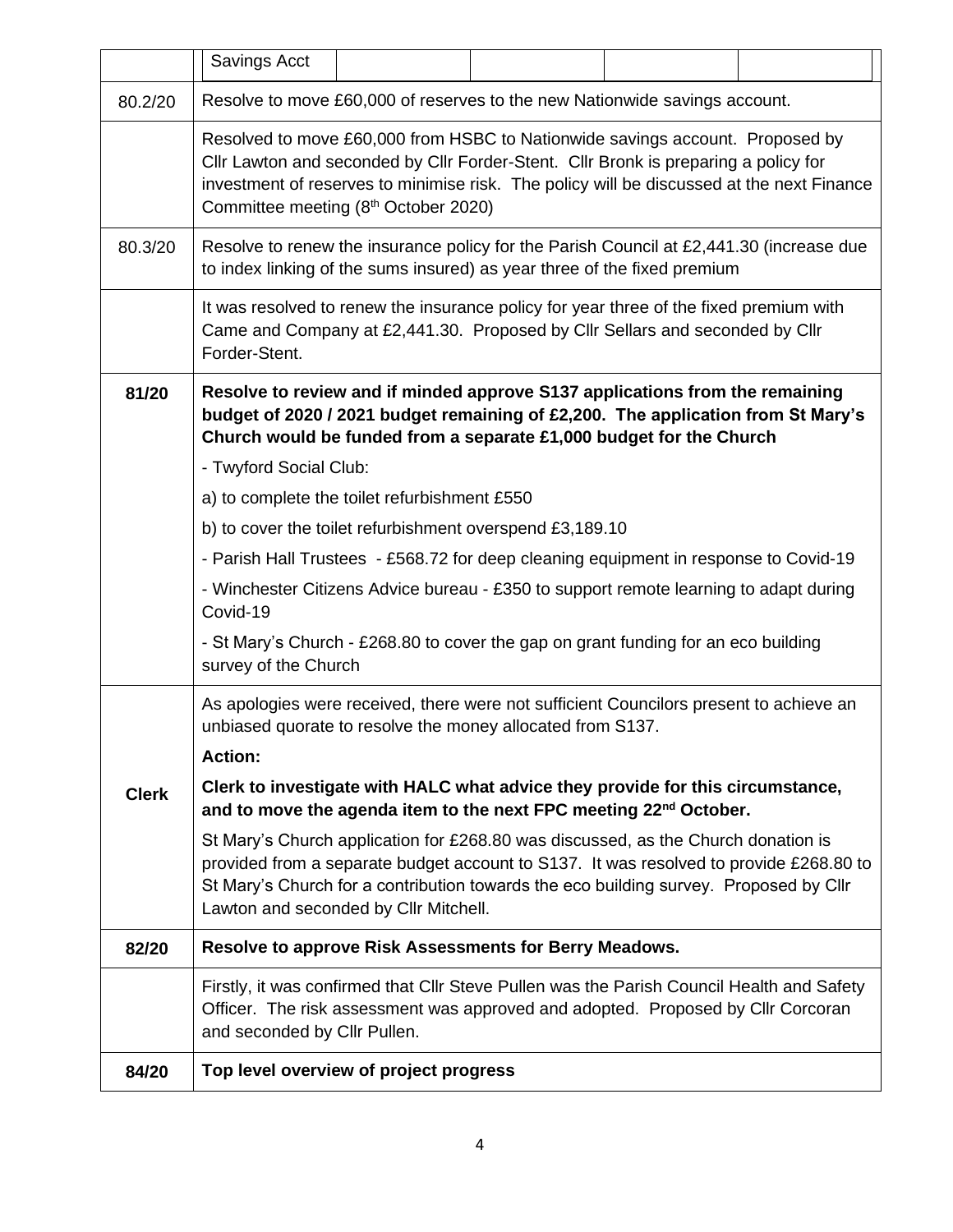| | | | | | |
|---|---|---|---|---|---|
| | Savings Acct | | | | |

| | |
|---|---|
| 80.2/20 | Resolve to move £60,000 of reserves to the new Nationwide savings account. |
| | Resolved to move £60,000 from HSBC to Nationwide savings account. Proposed by Cllr Lawton and seconded by Cllr Forder-Stent. Cllr Bronk is preparing a policy for investment of reserves to minimise risk. The policy will be discussed at the next Finance Committee meeting (8th October 2020) |
| 80.3/20 | Resolve to renew the insurance policy for the Parish Council at £2,441.30 (increase due to index linking of the sums insured) as year three of the fixed premium |
| | It was resolved to renew the insurance policy for year three of the fixed premium with Came and Company at £2,441.30. Proposed by Cllr Sellars and seconded by Cllr Forder-Stent. |
| **81/20** | **Resolve to review and if minded approve S137 applications from the remaining budget of 2020 / 2021 budget remaining of £2,200. The application from St Mary's Church would be funded from a separate £1,000 budget for the Church**<br><br>- Twyford Social Club:<br>a) to complete the toilet refurbishment £550<br>b) to cover the toilet refurbishment overspend £3,189.10<br>- Parish Hall Trustees - £568.72 for deep cleaning equipment in response to Covid-19<br>- Winchester Citizens Advice bureau - £350 to support remote learning to adapt during Covid-19<br>- St Mary's Church - £268.80 to cover the gap on grant funding for an eco building survey of the Church |
| **Clerk** | As apologies were received, there were not sufficient Councilors present to achieve an unbiased quorate to resolve the money allocated from S137.<br><br>**Action:**<br>**Clerk to investigate with HALC what advice they provide for this circumstance, and to move the agenda item to the next FPC meeting 22nd October.**<br><br>St Mary's Church application for £268.80 was discussed, as the Church donation is provided from a separate budget account to S137. It was resolved to provide £268.80 to St Mary's Church for a contribution towards the eco building survey. Proposed by Cllr Lawton and seconded by Cllr Mitchell. |
| **82/20** | **Resolve to approve Risk Assessments for Berry Meadows.** |
| | Firstly, it was confirmed that Cllr Steve Pullen was the Parish Council Health and Safety Officer. The risk assessment was approved and adopted. Proposed by Cllr Corcoran and seconded by Cllr Pullen. |
| **84/20** | **Top level overview of project progress** |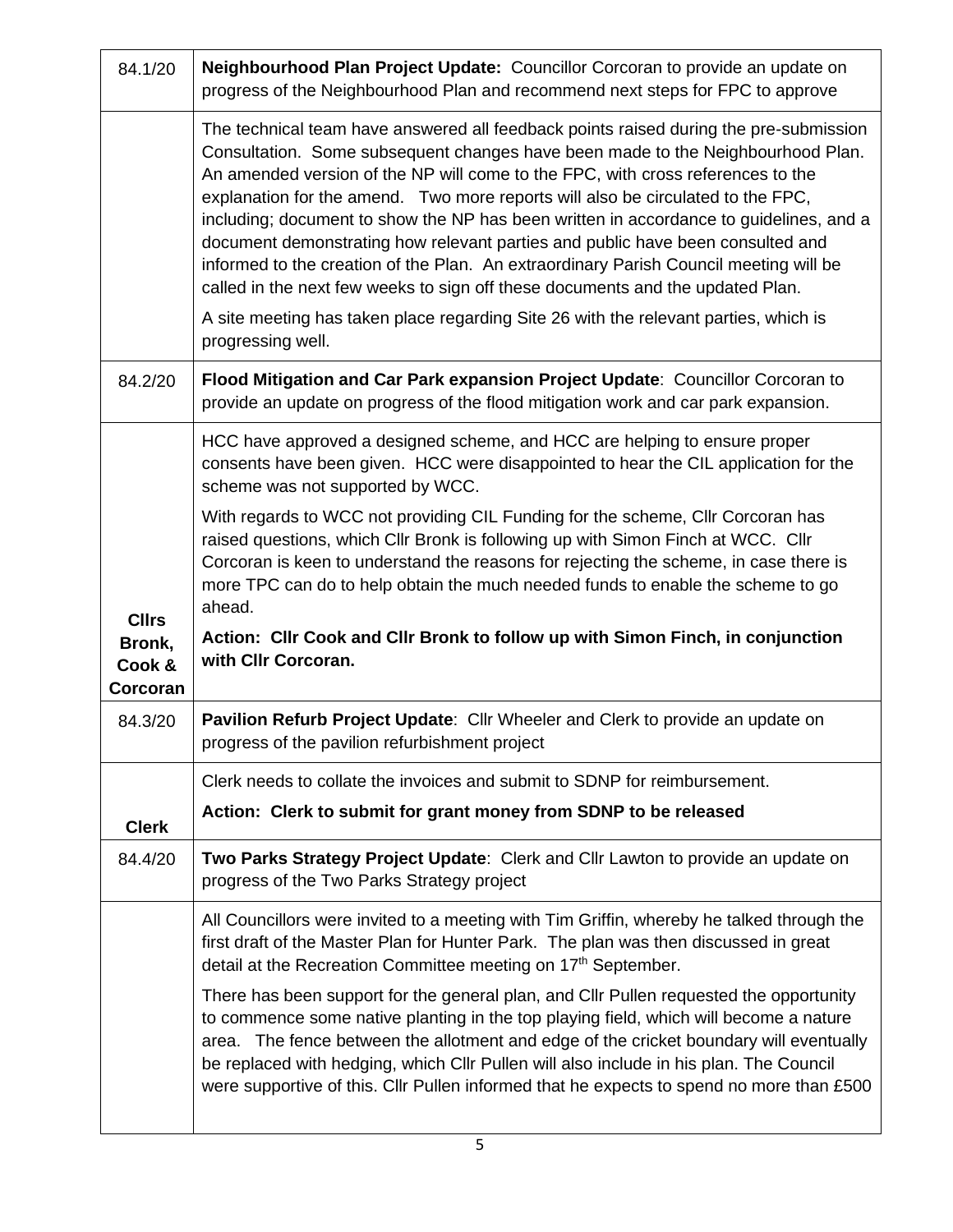| | |
|---|---|
| 84.1/20 | **Neighbourhood Plan Project Update:** Councillor Corcoran to provide an update on progress of the Neighbourhood Plan and recommend next steps for FPC to approve |
| | The technical team have answered all feedback points raised during the pre-submission Consultation. Some subsequent changes have been made to the Neighbourhood Plan. An amended version of the NP will come to the FPC, with cross references to the explanation for the amend. Two more reports will also be circulated to the FPC, including; document to show the NP has been written in accordance to guidelines, and a document demonstrating how relevant parties and public have been consulted and informed to the creation of the Plan. An extraordinary Parish Council meeting will be called in the next few weeks to sign off these documents and the updated Plan.<br><br>A site meeting has taken place regarding Site 26 with the relevant parties, which is progressing well. |
| 84.2/20 | **Flood Mitigation and Car Park expansion Project Update**: Councillor Corcoran to provide an update on progress of the flood mitigation work and car park expansion. |
| **Cllrs Bronk, Cook & Corcoran** | HCC have approved a designed scheme, and HCC are helping to ensure proper consents have been given. HCC were disappointed to hear the CIL application for the scheme was not supported by WCC.<br><br>With regards to WCC not providing CIL Funding for the scheme, Cllr Corcoran has raised questions, which Cllr Bronk is following up with Simon Finch at WCC. Cllr Corcoran is keen to understand the reasons for rejecting the scheme, in case there is more TPC can do to help obtain the much needed funds to enable the scheme to go ahead.<br><br>**Action: Cllr Cook and Cllr Bronk to follow up with Simon Finch, in conjunction with Cllr Corcoran.** |
| 84.3/20 | **Pavilion Refurb Project Update**: Cllr Wheeler and Clerk to provide an update on progress of the pavilion refurbishment project |
| **Clerk** | Clerk needs to collate the invoices and submit to SDNP for reimbursement.<br><br>**Action: Clerk to submit for grant money from SDNP to be released** |
| 84.4/20 | **Two Parks Strategy Project Update**: Clerk and Cllr Lawton to provide an update on progress of the Two Parks Strategy project |
| | All Councillors were invited to a meeting with Tim Griffin, whereby he talked through the first draft of the Master Plan for Hunter Park. The plan was then discussed in great detail at the Recreation Committee meeting on 17th September.<br><br>There has been support for the general plan, and Cllr Pullen requested the opportunity to commence some native planting in the top playing field, which will become a nature area. The fence between the allotment and edge of the cricket boundary will eventually be replaced with hedging, which Cllr Pullen will also include in his plan. The Council were supportive of this. Cllr Pullen informed that he expects to spend no more than £500 |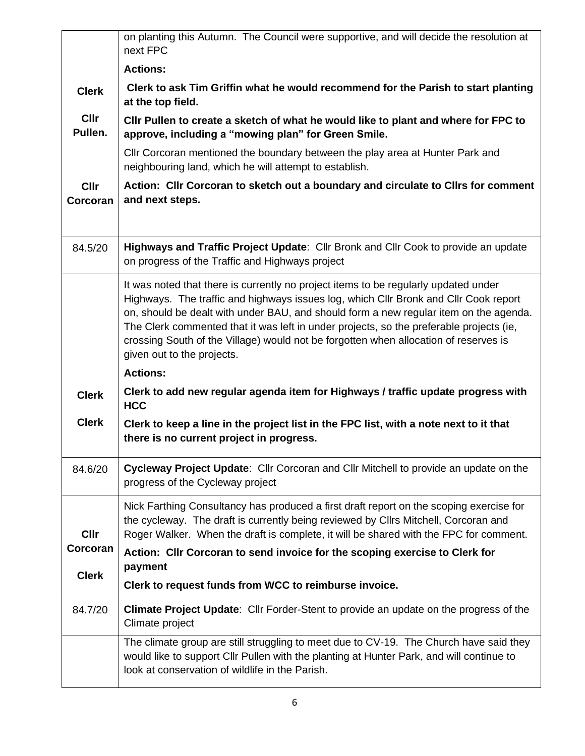| | |
|---|---|
| | on planting this Autumn. The Council were supportive, and will decide the resolution at next FPC<br>**Actions:** |
| **Clerk** | **Clerk to ask Tim Griffin what he would recommend for the Parish to start planting at the top field.** |
| **Cllr Pullen.** | **Cllr Pullen to create a sketch of what he would like to plant and where for FPC to approve, including a "mowing plan" for Green Smile.**<br>Cllr Corcoran mentioned the boundary between the play area at Hunter Park and neighbouring land, which he will attempt to establish. |
| **Cllr Corcoran** | **Action: Cllr Corcoran to sketch out a boundary and circulate to Cllrs for comment and next steps.** |
| 84.5/20 | **Highways and Traffic Project Update**: Cllr Bronk and Cllr Cook to provide an update on progress of the Traffic and Highways project |
| | It was noted that there is currently no project items to be regularly updated under Highways. The traffic and highways issues log, which Cllr Bronk and Cllr Cook report on, should be dealt with under BAU, and should form a new regular item on the agenda. The Clerk commented that it was left in under projects, so the preferable projects (ie, crossing South of the Village) would not be forgotten when allocation of reserves is given out to the projects.<br>**Actions:** |
| **Clerk** | **Clerk to add new regular agenda item for Highways / traffic update progress with HCC** |
| **Clerk** | **Clerk to keep a line in the project list in the FPC list, with a note next to it that there is no current project in progress.** |
| 84.6/20 | **Cycleway Project Update**: Cllr Corcoran and Cllr Mitchell to provide an update on the progress of the Cycleway project |
| **Cllr Corcoran**<br><br>**Clerk** | Nick Farthing Consultancy has produced a first draft report on the scoping exercise for the cycleway. The draft is currently being reviewed by Cllrs Mitchell, Corcoran and Roger Walker. When the draft is complete, it will be shared with the FPC for comment.<br>**Action: Cllr Corcoran to send invoice for the scoping exercise to Clerk for payment**<br>**Clerk to request funds from WCC to reimburse invoice.** |
| 84.7/20 | **Climate Project Update**: Cllr Forder-Stent to provide an update on the progress of the Climate project |
| | The climate group are still struggling to meet due to CV-19. The Church have said they would like to support Cllr Pullen with the planting at Hunter Park, and will continue to look at conservation of wildlife in the Parish. |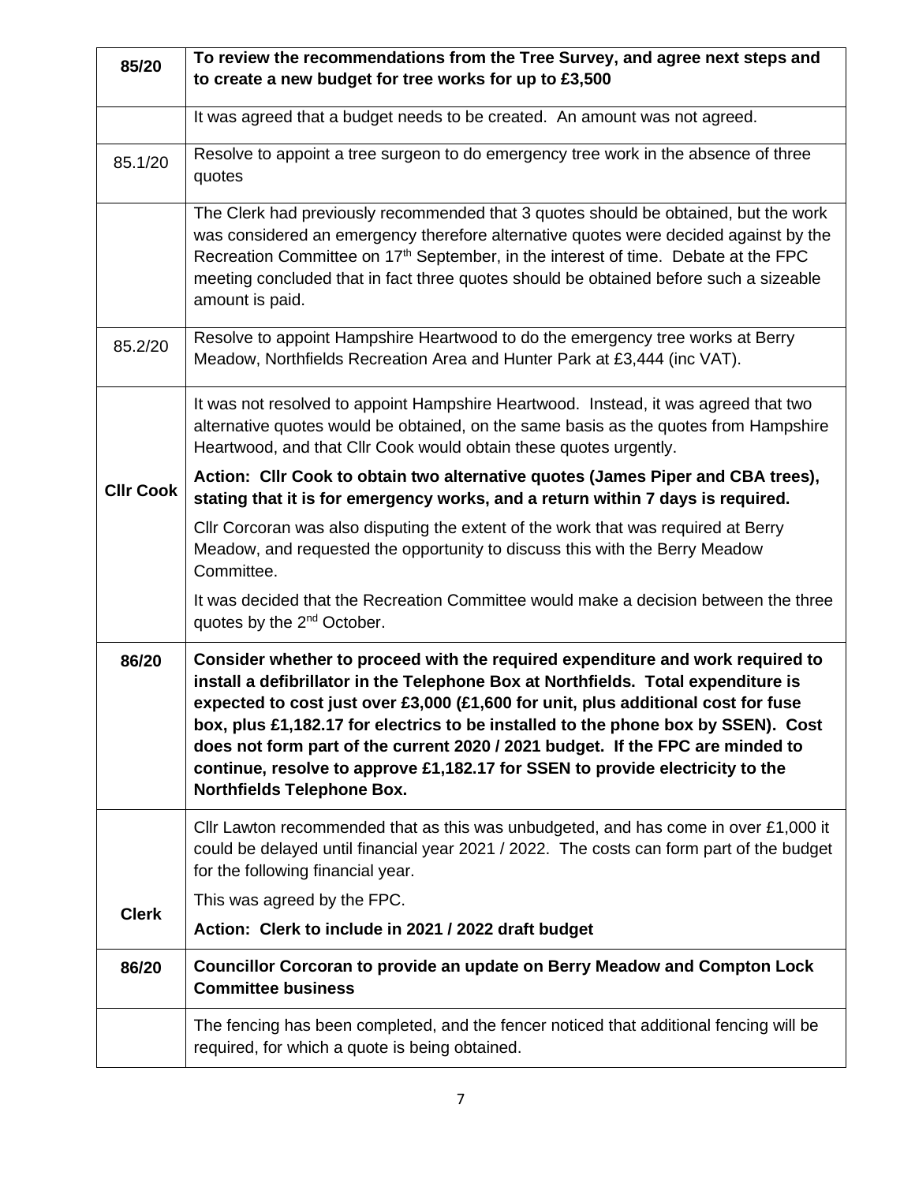| | |
|---|---|
| **85/20** | **To review the recommendations from the Tree Survey, and agree next steps and to create a new budget for tree works for up to £3,500** |
| | It was agreed that a budget needs to be created. An amount was not agreed. |
| 85.1/20 | Resolve to appoint a tree surgeon to do emergency tree work in the absence of three quotes |
| | The Clerk had previously recommended that 3 quotes should be obtained, but the work was considered an emergency therefore alternative quotes were decided against by the Recreation Committee on 17th September, in the interest of time. Debate at the FPC meeting concluded that in fact three quotes should be obtained before such a sizeable amount is paid. |
| 85.2/20 | Resolve to appoint Hampshire Heartwood to do the emergency tree works at Berry Meadow, Northfields Recreation Area and Hunter Park at £3,444 (inc VAT). |
| **Cllr Cook** | It was not resolved to appoint Hampshire Heartwood. Instead, it was agreed that two alternative quotes would be obtained, on the same basis as the quotes from Hampshire Heartwood, and that Cllr Cook would obtain these quotes urgently.<br><br>**Action: Cllr Cook to obtain two alternative quotes (James Piper and CBA trees), stating that it is for emergency works, and a return within 7 days is required.**<br><br>Cllr Corcoran was also disputing the extent of the work that was required at Berry Meadow, and requested the opportunity to discuss this with the Berry Meadow Committee.<br><br>It was decided that the Recreation Committee would make a decision between the three quotes by the 2nd October. |
| **86/20** | **Consider whether to proceed with the required expenditure and work required to install a defibrillator in the Telephone Box at Northfields. Total expenditure is expected to cost just over £3,000 (£1,600 for unit, plus additional cost for fuse box, plus £1,182.17 for electrics to be installed to the phone box by SSEN). Cost does not form part of the current 2020 / 2021 budget. If the FPC are minded to continue, resolve to approve £1,182.17 for SSEN to provide electricity to the Northfields Telephone Box.** |
| **Clerk** | Cllr Lawton recommended that as this was unbudgeted, and has come in over £1,000 it could be delayed until financial year 2021 / 2022. The costs can form part of the budget for the following financial year.<br><br>This was agreed by the FPC.<br><br>**Action: Clerk to include in 2021 / 2022 draft budget** |
| **86/20** | **Councillor Corcoran to provide an update on Berry Meadow and Compton Lock Committee business** |
| | The fencing has been completed, and the fencer noticed that additional fencing will be required, for which a quote is being obtained. |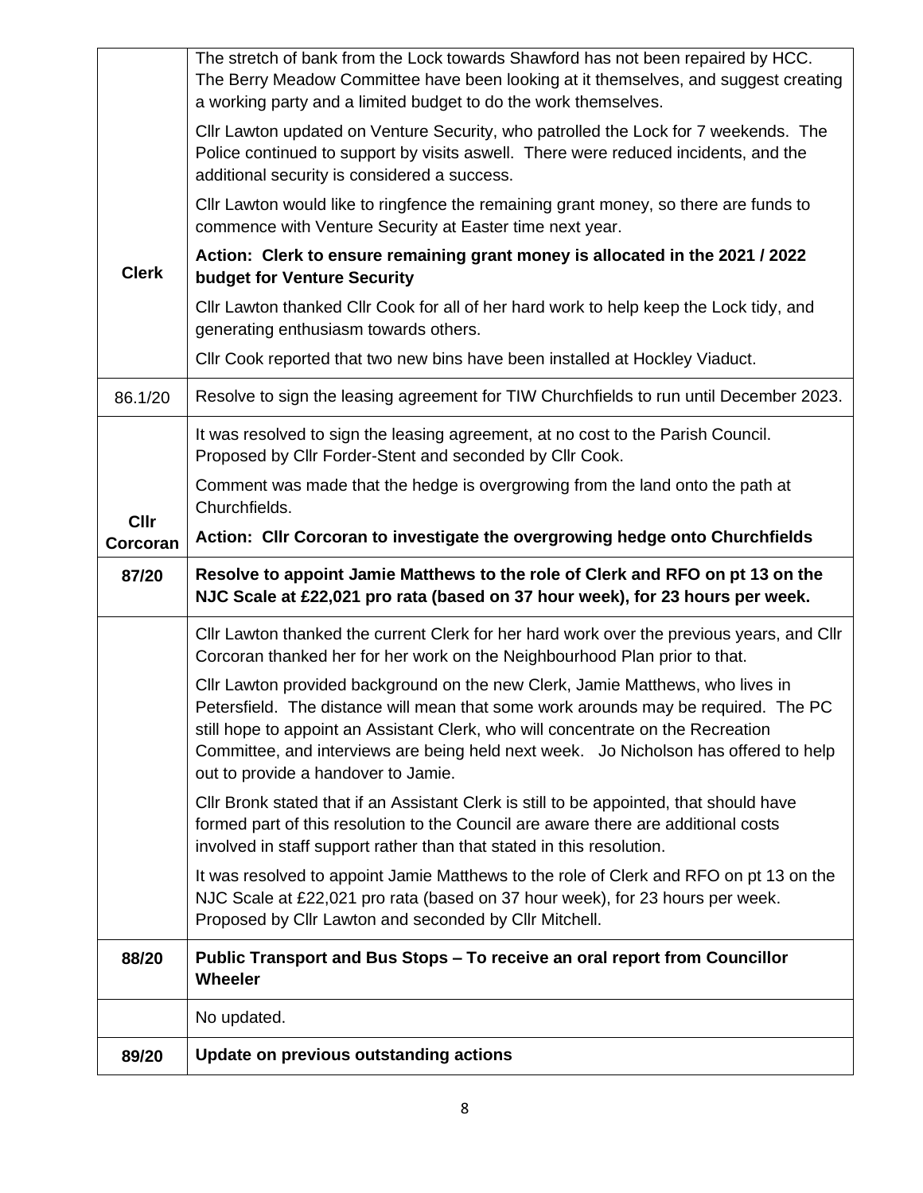| | |
|---|---|
| **Clerk** | The stretch of bank from the Lock towards Shawford has not been repaired by HCC. The Berry Meadow Committee have been looking at it themselves, and suggest creating a working party and a limited budget to do the work themselves.<br><br>Cllr Lawton updated on Venture Security, who patrolled the Lock for 7 weekends. The Police continued to support by visits aswell. There were reduced incidents, and the additional security is considered a success.<br><br>Cllr Lawton would like to ringfence the remaining grant money, so there are funds to commence with Venture Security at Easter time next year.<br><br>**Action: Clerk to ensure remaining grant money is allocated in the 2021 / 2022 budget for Venture Security**<br><br>Cllr Lawton thanked Cllr Cook for all of her hard work to help keep the Lock tidy, and generating enthusiasm towards others.<br><br>Cllr Cook reported that two new bins have been installed at Hockley Viaduct. |
| 86.1/20 | Resolve to sign the leasing agreement for TIW Churchfields to run until December 2023. |
| **Cllr Corcoran** | It was resolved to sign the leasing agreement, at no cost to the Parish Council. Proposed by Cllr Forder-Stent and seconded by Cllr Cook.<br><br>Comment was made that the hedge is overgrowing from the land onto the path at Churchfields.<br><br>**Action: Cllr Corcoran to investigate the overgrowing hedge onto Churchfields** |
| **87/20** | **Resolve to appoint Jamie Matthews to the role of Clerk and RFO on pt 13 on the NJC Scale at £22,021 pro rata (based on 37 hour week), for 23 hours per week.** |
| | Cllr Lawton thanked the current Clerk for her hard work over the previous years, and Cllr Corcoran thanked her for her work on the Neighbourhood Plan prior to that.<br><br>Cllr Lawton provided background on the new Clerk, Jamie Matthews, who lives in Petersfield. The distance will mean that some work arounds may be required. The PC still hope to appoint an Assistant Clerk, who will concentrate on the Recreation Committee, and interviews are being held next week. Jo Nicholson has offered to help out to provide a handover to Jamie.<br><br>Cllr Bronk stated that if an Assistant Clerk is still to be appointed, that should have formed part of this resolution to the Council are aware there are additional costs involved in staff support rather than that stated in this resolution.<br><br>It was resolved to appoint Jamie Matthews to the role of Clerk and RFO on pt 13 on the NJC Scale at £22,021 pro rata (based on 37 hour week), for 23 hours per week. Proposed by Cllr Lawton and seconded by Cllr Mitchell. |
| **88/20** | **Public Transport and Bus Stops – To receive an oral report from Councillor Wheeler** |
| | No updated. |
| **89/20** | **Update on previous outstanding actions** |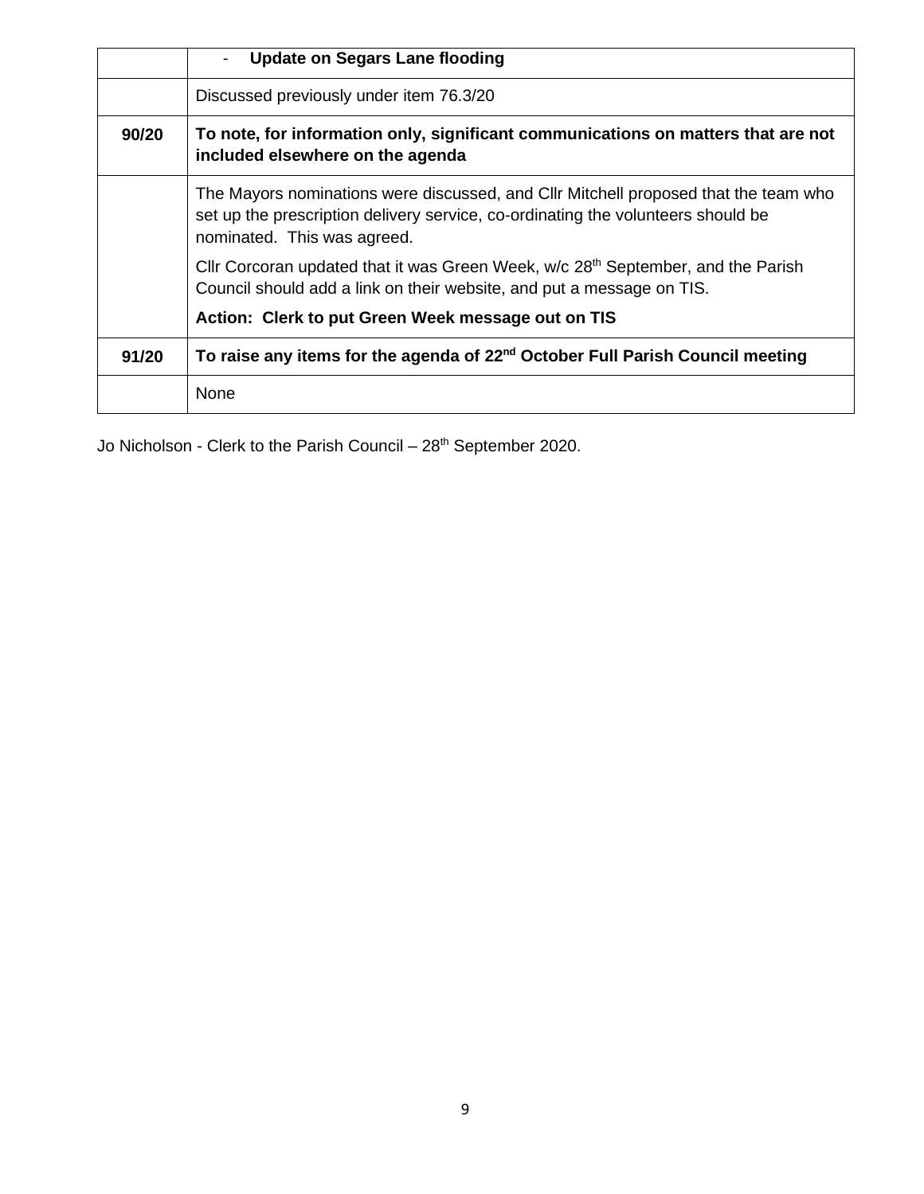| | |
|---|---|
| | - **Update on Segars Lane flooding** |
| | Discussed previously under item 76.3/20 |
| **90/20** | **To note, for information only, significant communications on matters that are not included elsewhere on the agenda** |
| | The Mayors nominations were discussed, and Cllr Mitchell proposed that the team who set up the prescription delivery service, co-ordinating the volunteers should be nominated. This was agreed.<br><br>Cllr Corcoran updated that it was Green Week, w/c 28th September, and the Parish Council should add a link on their website, and put a message on TIS.<br><br>**Action: Clerk to put Green Week message out on TIS** |
| **91/20** | **To raise any items for the agenda of 22nd October Full Parish Council meeting** |
| | None |

Jo Nicholson - Clerk to the Parish Council – 28th September 2020.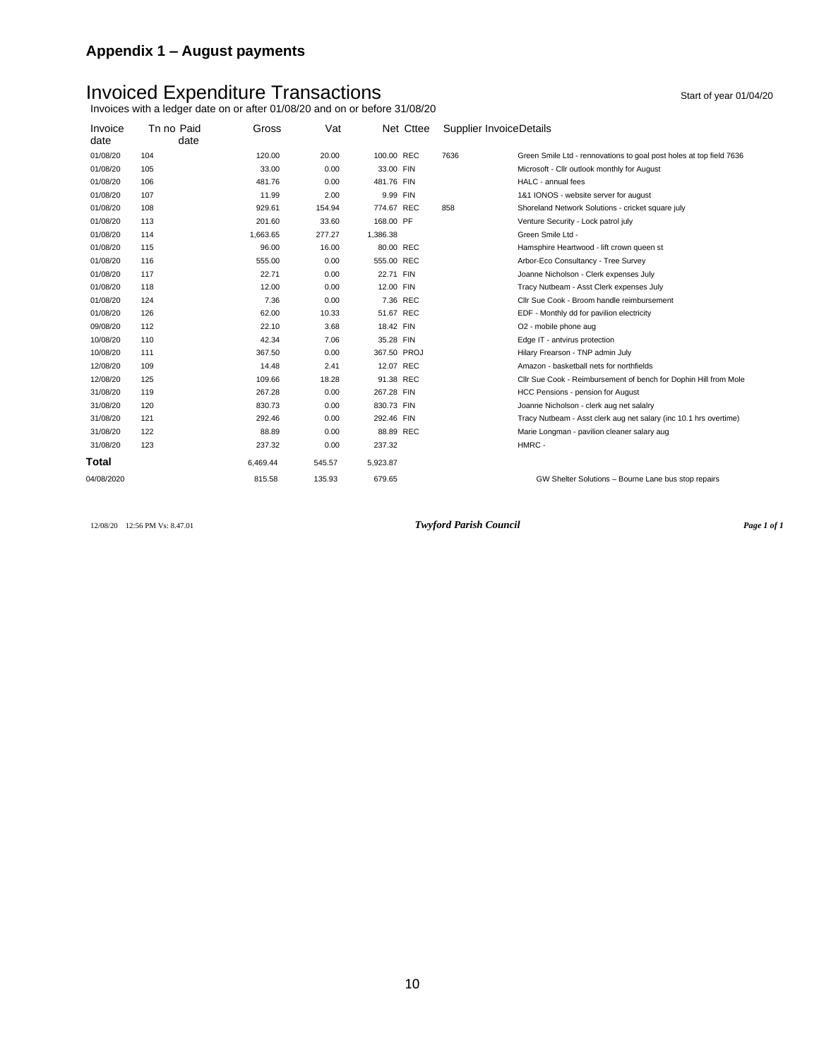## Appendix 1 – August payments

# Invoiced Expenditure Transactions

Start of year 01/04/20

Invoices with a ledger date on or after 01/08/20 and on or before 31/08/20

| Invoice date | Tn no | Paid date | Gross | Vat | Net | Cttee | Supplier Invoice | Details |
|---|---|---|---|---|---|---|---|---|
| 01/08/20 | 104 | | 120.00 | 20.00 | 100.00 | REC | 7636 | Green Smile Ltd - rennovations to goal post holes at top field 7636 |
| 01/08/20 | 105 | | 33.00 | 0.00 | 33.00 | FIN | | Microsoft - Cllr outlook monthly for August |
| 01/08/20 | 106 | | 481.76 | 0.00 | 481.76 | FIN | | HALC - annual fees |
| 01/08/20 | 107 | | 11.99 | 2.00 | 9.99 | FIN | | 1&1 IONOS - website server for august |
| 01/08/20 | 108 | | 929.61 | 154.94 | 774.67 | REC | 858 | Shoreland Network Solutions - cricket square july |
| 01/08/20 | 113 | | 201.60 | 33.60 | 168.00 | PF | | Venture Security - Lock patrol july |
| 01/08/20 | 114 | | 1,663.65 | 277.27 | 1,386.38 | | | Green Smile Ltd - |
| 01/08/20 | 115 | | 96.00 | 16.00 | 80.00 | REC | | Hamsphire Heartwood - lift crown queen st |
| 01/08/20 | 116 | | 555.00 | 0.00 | 555.00 | REC | | Arbor-Eco Consultancy - Tree Survey |
| 01/08/20 | 117 | | 22.71 | 0.00 | 22.71 | FIN | | Joanne Nicholson - Clerk expenses July |
| 01/08/20 | 118 | | 12.00 | 0.00 | 12.00 | FIN | | Tracy Nutbeam - Asst Clerk expenses July |
| 01/08/20 | 124 | | 7.36 | 0.00 | 7.36 | REC | | Cllr Sue Cook - Broom handle reimbursement |
| 01/08/20 | 126 | | 62.00 | 10.33 | 51.67 | REC | | EDF - Monthly dd for pavilion electricity |
| 09/08/20 | 112 | | 22.10 | 3.68 | 18.42 | FIN | | O2 - mobile phone aug |
| 10/08/20 | 110 | | 42.34 | 7.06 | 35.28 | FIN | | Edge IT - antvirus protection |
| 10/08/20 | 111 | | 367.50 | 0.00 | 367.50 | PROJ | | Hilary Frearson - TNP admin July |
| 12/08/20 | 109 | | 14.48 | 2.41 | 12.07 | REC | | Amazon - basketball nets for northfields |
| 12/08/20 | 125 | | 109.66 | 18.28 | 91.38 | REC | | Cllr Sue Cook - Reimbursement of bench for Dophin Hill from Mole |
| 31/08/20 | 119 | | 267.28 | 0.00 | 267.28 | FIN | | HCC Pensions - pension for August |
| 31/08/20 | 120 | | 830.73 | 0.00 | 830.73 | FIN | | Joanne Nicholson - clerk aug net salalry |
| 31/08/20 | 121 | | 292.46 | 0.00 | 292.46 | FIN | | Tracy Nutbeam - Asst clerk aug net salary (inc 10.1 hrs overtime) |
| 31/08/20 | 122 | | 88.89 | 0.00 | 88.89 | REC | | Marie Longman - pavilion cleaner salary aug |
| 31/08/20 | 123 | | 237.32 | 0.00 | 237.32 | | | HMRC - |
| **Total** | | | 6,469.44 | 545.57 | 5,923.87 | | | |
| 04/08/2020 | | | 815.58 | 135.93 | 679.65 | | | GW Shelter Solutions – Bourne Lane bus stop repairs |

12/08/20 12:56 PM Vs: 8.47.01 ***Twyford Parish Council***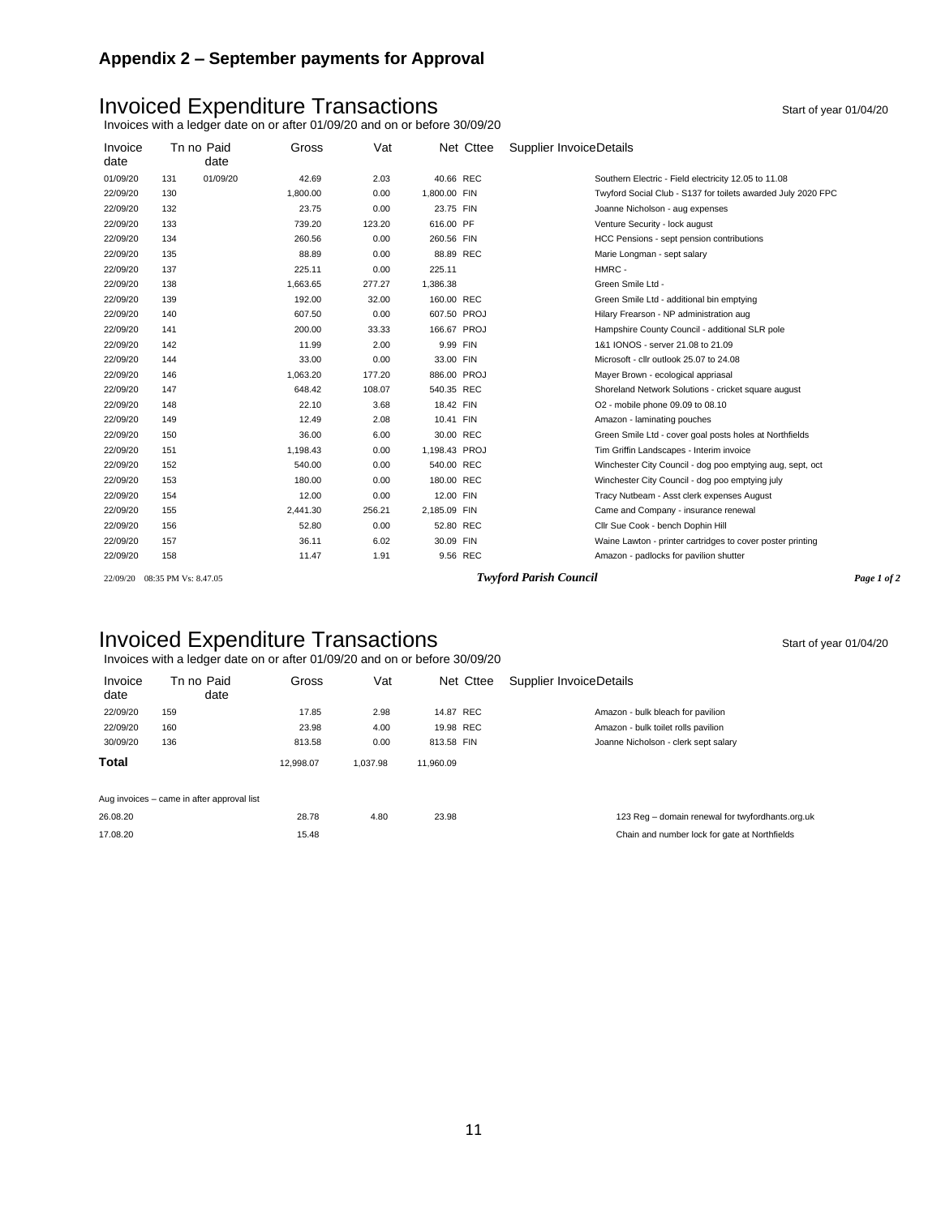**Appendix 2 – September payments for Approval**

# Invoiced Expenditure Transactions

Start of year 01/04/20

Invoices with a ledger date on or after 01/09/20 and on or before 30/09/20

| Invoice date | Tn no | Paid date | Gross | Vat | Net | Cttee | Supplier Invoice | Details |
|---|---|---|---|---|---|---|---|---|
| 01/09/20 | 131 | 01/09/20 | 42.69 | 2.03 | 40.66 | REC | | Southern Electric - Field electricity 12.05 to 11.08 |
| 22/09/20 | 130 | | 1,800.00 | 0.00 | 1,800.00 | FIN | | Twyford Social Club - S137 for toilets awarded July 2020 FPC |
| 22/09/20 | 132 | | 23.75 | 0.00 | 23.75 | FIN | | Joanne Nicholson - aug expenses |
| 22/09/20 | 133 | | 739.20 | 123.20 | 616.00 | PF | | Venture Security - lock august |
| 22/09/20 | 134 | | 260.56 | 0.00 | 260.56 | FIN | | HCC Pensions - sept pension contributions |
| 22/09/20 | 135 | | 88.89 | 0.00 | 88.89 | REC | | Marie Longman - sept salary |
| 22/09/20 | 137 | | 225.11 | 0.00 | 225.11 | | | HMRC - |
| 22/09/20 | 138 | | 1,663.65 | 277.27 | 1,386.38 | | | Green Smile Ltd - |
| 22/09/20 | 139 | | 192.00 | 32.00 | 160.00 | REC | | Green Smile Ltd - additional bin emptying |
| 22/09/20 | 140 | | 607.50 | 0.00 | 607.50 | PROJ | | Hilary Frearson - NP administration aug |
| 22/09/20 | 141 | | 200.00 | 33.33 | 166.67 | PROJ | | Hampshire County Council - additional SLR pole |
| 22/09/20 | 142 | | 11.99 | 2.00 | 9.99 | FIN | | 1&1 IONOS - server 21.08 to 21.09 |
| 22/09/20 | 144 | | 33.00 | 0.00 | 33.00 | FIN | | Microsoft - cllr outlook 25.07 to 24.08 |
| 22/09/20 | 146 | | 1,063.20 | 177.20 | 886.00 | PROJ | | Mayer Brown - ecological appriasal |
| 22/09/20 | 147 | | 648.42 | 108.07 | 540.35 | REC | | Shoreland Network Solutions - cricket square august |
| 22/09/20 | 148 | | 22.10 | 3.68 | 18.42 | FIN | | O2 - mobile phone 09.09 to 08.10 |
| 22/09/20 | 149 | | 12.49 | 2.08 | 10.41 | FIN | | Amazon - laminating pouches |
| 22/09/20 | 150 | | 36.00 | 6.00 | 30.00 | REC | | Green Smile Ltd - cover goal posts holes at Northfields |
| 22/09/20 | 151 | | 1,198.43 | 0.00 | 1,198.43 | PROJ | | Tim Griffin Landscapes - Interim invoice |
| 22/09/20 | 152 | | 540.00 | 0.00 | 540.00 | REC | | Winchester City Council - dog poo emptying aug, sept, oct |
| 22/09/20 | 153 | | 180.00 | 0.00 | 180.00 | REC | | Winchester City Council - dog poo emptying july |
| 22/09/20 | 154 | | 12.00 | 0.00 | 12.00 | FIN | | Tracy Nutbeam - Asst clerk expenses August |
| 22/09/20 | 155 | | 2,441.30 | 256.21 | 2,185.09 | FIN | | Came and Company - insurance renewal |
| 22/09/20 | 156 | | 52.80 | 0.00 | 52.80 | REC | | Cllr Sue Cook - bench Dophin Hill |
| 22/09/20 | 157 | | 36.11 | 6.02 | 30.09 | FIN | | Waine Lawton - printer cartridges to cover poster printing |
| 22/09/20 | 158 | | 11.47 | 1.91 | 9.56 | REC | | Amazon - padlocks for pavilion shutter |
| 22/09/20 | 159 | | 17.85 | 2.98 | 14.87 | REC | | Amazon - bulk bleach for pavilion |
| 22/09/20 | 160 | | 23.98 | 4.00 | 19.98 | REC | | Amazon - bulk toilet rolls pavilion |
| 30/09/20 | 136 | | 813.58 | 0.00 | 813.58 | FIN | | Joanne Nicholson - clerk sept salary |
| **Total** | | | 12,998.07 | 1,037.98 | 11,960.09 | | | |

Aug invoices – came in after approval list

| Date | Gross | Vat | Net | Details |
|---|---|---|---|---|
| 26.08.20 | 28.78 | 4.80 | 23.98 | 123 Reg – domain renewal for twyfordhants.org.uk |
| 17.08.20 | 15.48 | | | Chain and number lock for gate at Northfields |